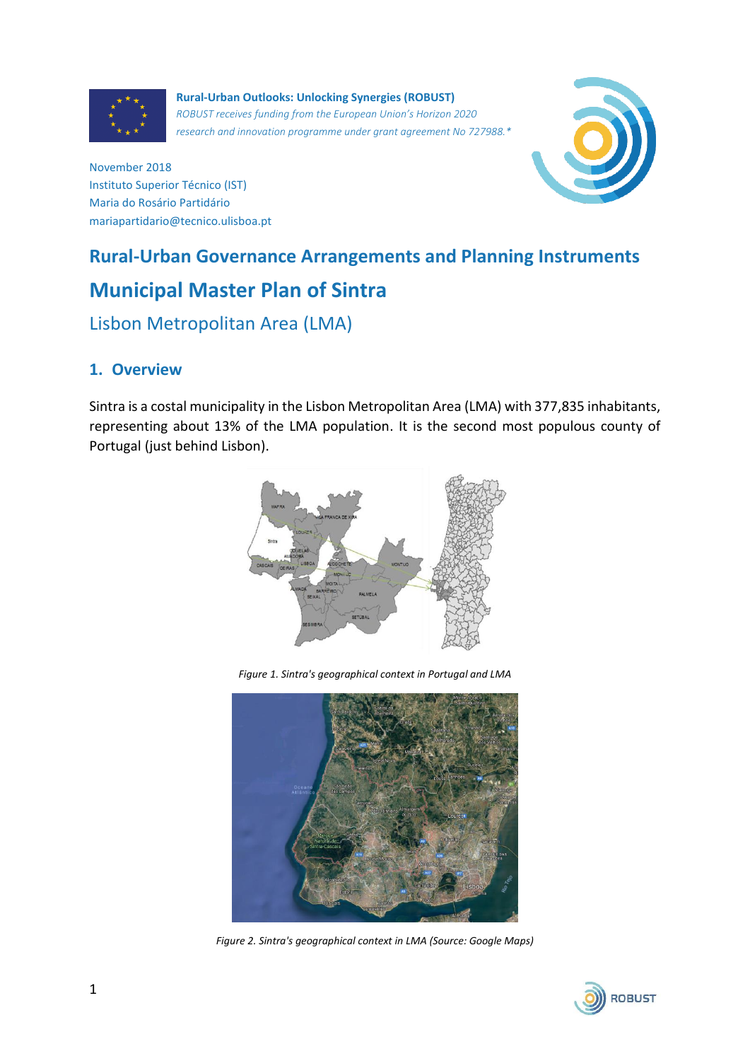**Rural-Urban Outlooks: Unlocking Synergies (ROBUST)**
*ROBUST receives funding from the European Union's Horizon 2020 research and innovation programme under grant agreement No 727988.**

November 2018
Instituto Superior Técnico (IST)
Maria do Rosário Partidário
mariapartidario@tecnico.ulisboa.pt

# Rural-Urban Governance Arrangements and Planning Instruments

# Municipal Master Plan of Sintra

## Lisbon Metropolitan Area (LMA)

## 1. Overview

Sintra is a costal municipality in the Lisbon Metropolitan Area (LMA) with 377,835 inhabitants, representing about 13% of the LMA population. It is the second most populous county of Portugal (just behind Lisbon).

*Figure 1. Sintra's geographical context in Portugal and LMA*

*Figure 2. Sintra's geographical context in LMA (Source: Google Maps)*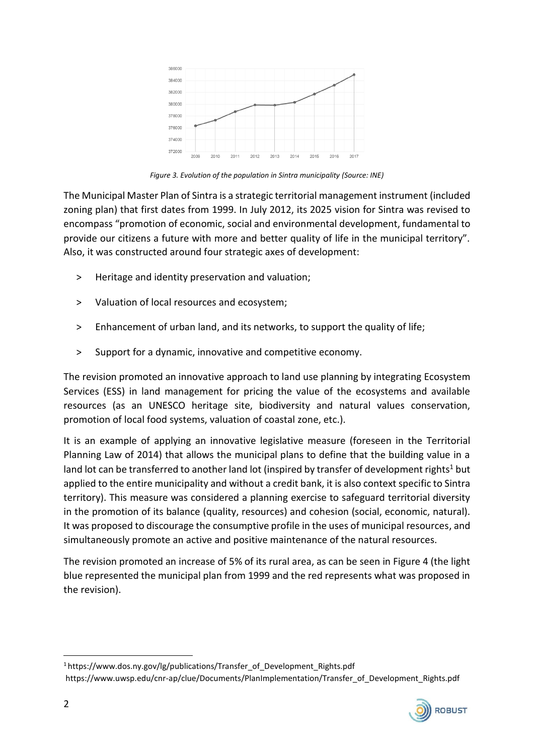*Figure 3. Evolution of the population in Sintra municipality (Source: INE)*

The Municipal Master Plan of Sintra is a strategic territorial management instrument (included zoning plan) that first dates from 1999. In July 2012, its 2025 vision for Sintra was revised to encompass "promotion of economic, social and environmental development, fundamental to provide our citizens a future with more and better quality of life in the municipal territory". Also, it was constructed around four strategic axes of development:

> Heritage and identity preservation and valuation;

> Valuation of local resources and ecosystem;

> Enhancement of urban land, and its networks, to support the quality of life;

> Support for a dynamic, innovative and competitive economy.

The revision promoted an innovative approach to land use planning by integrating Ecosystem Services (ESS) in land management for pricing the value of the ecosystems and available resources (as an UNESCO heritage site, biodiversity and natural values conservation, promotion of local food systems, valuation of coastal zone, etc.).

It is an example of applying an innovative legislative measure (foreseen in the Territorial Planning Law of 2014) that allows the municipal plans to define that the building value in a land lot can be transferred to another land lot (inspired by transfer of development rights[1] but applied to the entire municipality and without a credit bank, it is also context specific to Sintra territory). This measure was considered a planning exercise to safeguard territorial diversity in the promotion of its balance (quality, resources) and cohesion (social, economic, natural). It was proposed to discourage the consumptive profile in the uses of municipal resources, and simultaneously promote an active and positive maintenance of the natural resources.

The revision promoted an increase of 5% of its rural area, as can be seen in Figure 4 (the light blue represented the municipal plan from 1999 and the red represents what was proposed in the revision).

[1] https://www.dos.ny.gov/lg/publications/Transfer_of_Development_Rights.pdf
https://www.uwsp.edu/cnr-ap/clue/Documents/PlanImplementation/Transfer_of_Development_Rights.pdf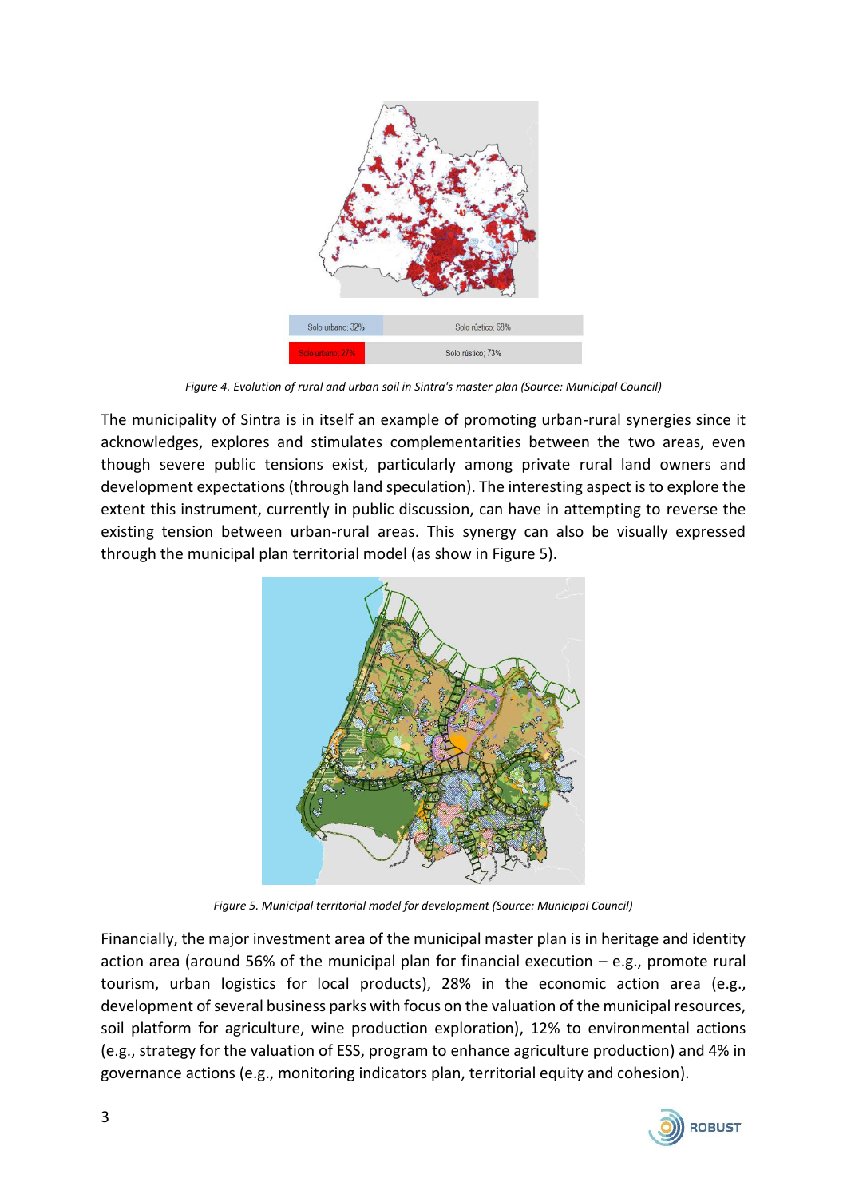| Solo urbano; 32% | Solo rústico; 68% |
| --- | --- |
| Solo urbano; 27% | Solo rústico; 73% |

*Figure 4. Evolution of rural and urban soil in Sintra's master plan (Source: Municipal Council)*

The municipality of Sintra is in itself an example of promoting urban-rural synergies since it acknowledges, explores and stimulates complementarities between the two areas, even though severe public tensions exist, particularly among private rural land owners and development expectations (through land speculation). The interesting aspect is to explore the extent this instrument, currently in public discussion, can have in attempting to reverse the existing tension between urban-rural areas. This synergy can also be visually expressed through the municipal plan territorial model (as show in Figure 5).

*Figure 5. Municipal territorial model for development (Source: Municipal Council)*

Financially, the major investment area of the municipal master plan is in heritage and identity action area (around 56% of the municipal plan for financial execution – e.g., promote rural tourism, urban logistics for local products), 28% in the economic action area (e.g., development of several business parks with focus on the valuation of the municipal resources, soil platform for agriculture, wine production exploration), 12% to environmental actions (e.g., strategy for the valuation of ESS, program to enhance agriculture production) and 4% in governance actions (e.g., monitoring indicators plan, territorial equity and cohesion).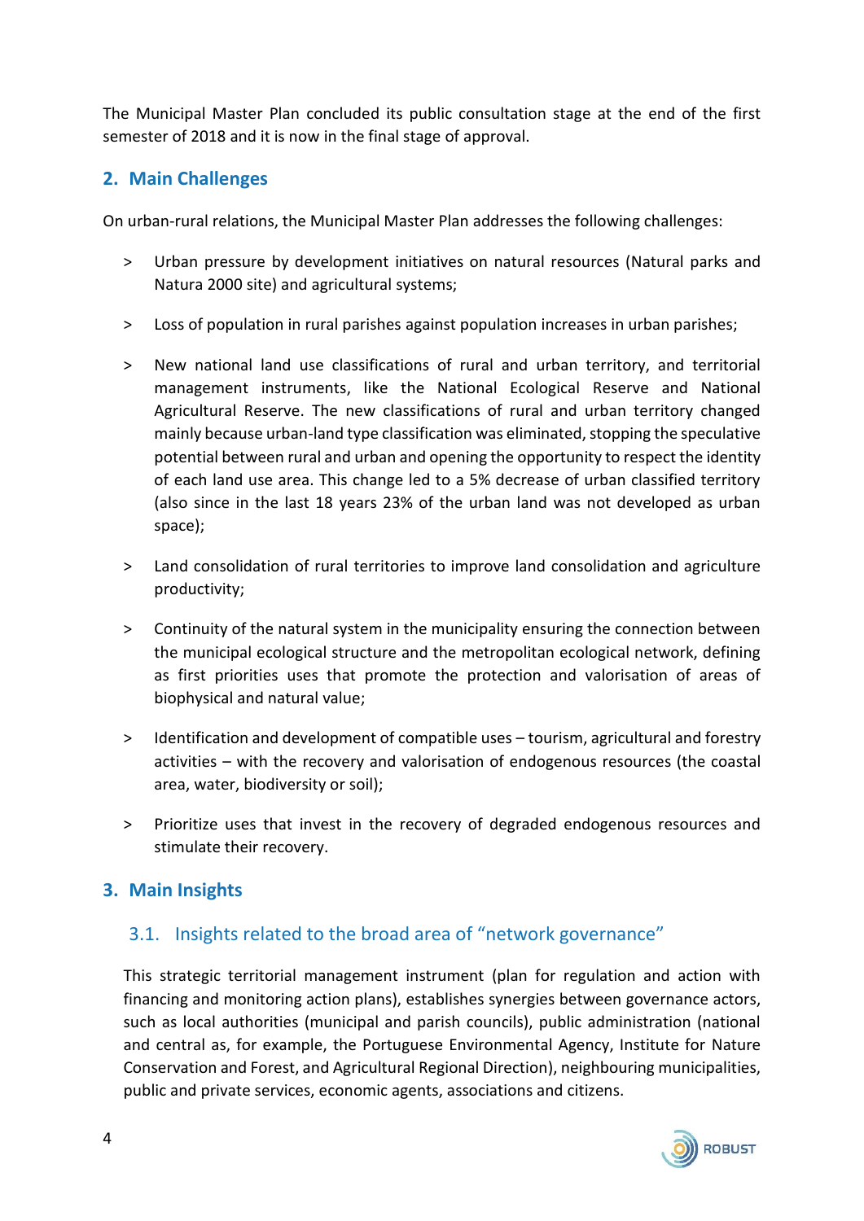The Municipal Master Plan concluded its public consultation stage at the end of the first semester of 2018 and it is now in the final stage of approval.

## 2. Main Challenges

On urban-rural relations, the Municipal Master Plan addresses the following challenges:

- Urban pressure by development initiatives on natural resources (Natural parks and Natura 2000 site) and agricultural systems;
- Loss of population in rural parishes against population increases in urban parishes;
- New national land use classifications of rural and urban territory, and territorial management instruments, like the National Ecological Reserve and National Agricultural Reserve. The new classifications of rural and urban territory changed mainly because urban-land type classification was eliminated, stopping the speculative potential between rural and urban and opening the opportunity to respect the identity of each land use area. This change led to a 5% decrease of urban classified territory (also since in the last 18 years 23% of the urban land was not developed as urban space);
- Land consolidation of rural territories to improve land consolidation and agriculture productivity;
- Continuity of the natural system in the municipality ensuring the connection between the municipal ecological structure and the metropolitan ecological network, defining as first priorities uses that promote the protection and valorisation of areas of biophysical and natural value;
- Identification and development of compatible uses – tourism, agricultural and forestry activities – with the recovery and valorisation of endogenous resources (the coastal area, water, biodiversity or soil);
- Prioritize uses that invest in the recovery of degraded endogenous resources and stimulate their recovery.

## 3. Main Insights

### 3.1. Insights related to the broad area of "network governance"

This strategic territorial management instrument (plan for regulation and action with financing and monitoring action plans), establishes synergies between governance actors, such as local authorities (municipal and parish councils), public administration (national and central as, for example, the Portuguese Environmental Agency, Institute for Nature Conservation and Forest, and Agricultural Regional Direction), neighbouring municipalities, public and private services, economic agents, associations and citizens.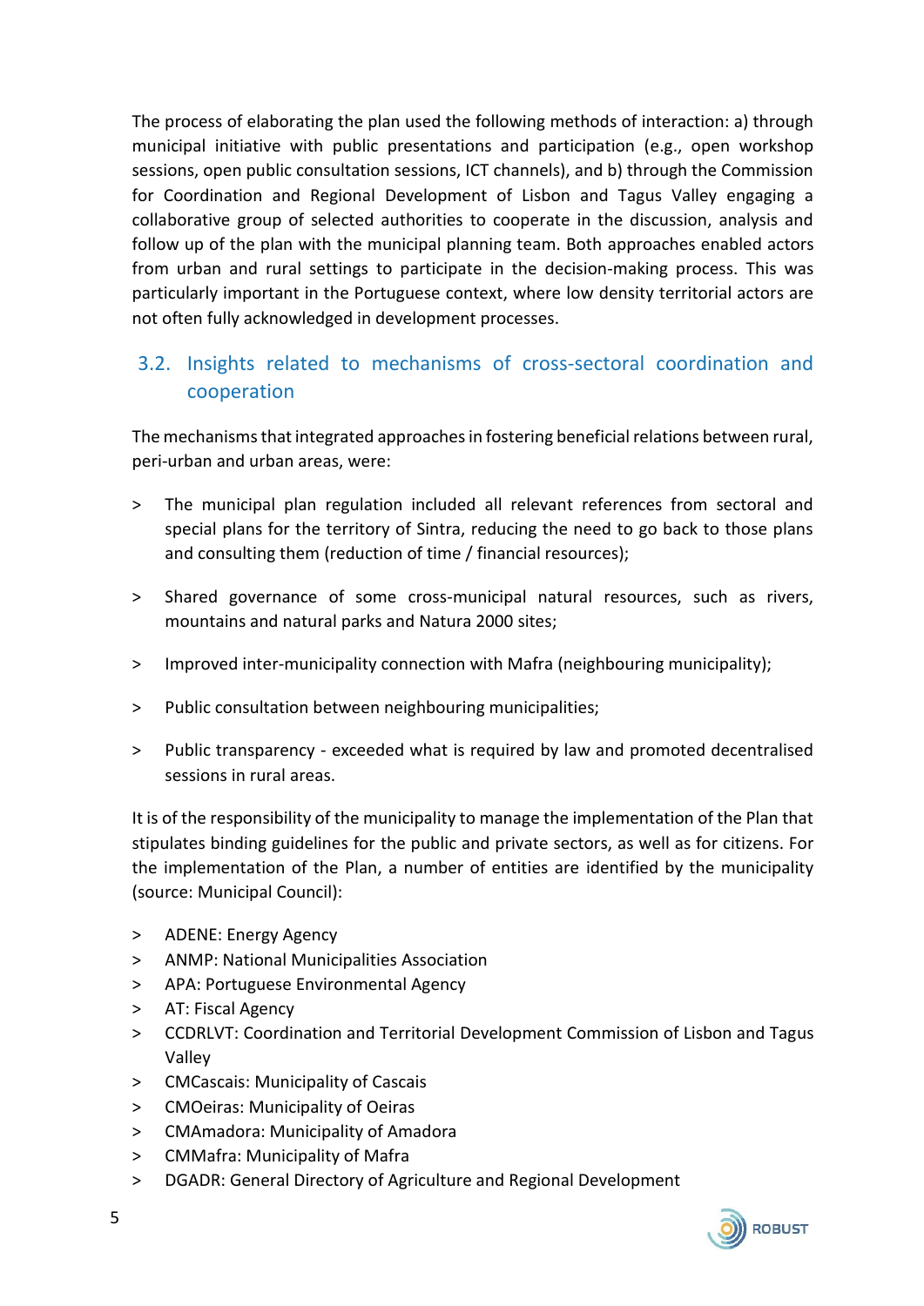The process of elaborating the plan used the following methods of interaction: a) through municipal initiative with public presentations and participation (e.g., open workshop sessions, open public consultation sessions, ICT channels), and b) through the Commission for Coordination and Regional Development of Lisbon and Tagus Valley engaging a collaborative group of selected authorities to cooperate in the discussion, analysis and follow up of the plan with the municipal planning team. Both approaches enabled actors from urban and rural settings to participate in the decision-making process. This was particularly important in the Portuguese context, where low density territorial actors are not often fully acknowledged in development processes.

## 3.2. Insights related to mechanisms of cross-sectoral coordination and cooperation

The mechanisms that integrated approaches in fostering beneficial relations between rural, peri-urban and urban areas, were:

> The municipal plan regulation included all relevant references from sectoral and special plans for the territory of Sintra, reducing the need to go back to those plans and consulting them (reduction of time / financial resources);

> Shared governance of some cross-municipal natural resources, such as rivers, mountains and natural parks and Natura 2000 sites;

> Improved inter-municipality connection with Mafra (neighbouring municipality);

> Public consultation between neighbouring municipalities;

> Public transparency - exceeded what is required by law and promoted decentralised sessions in rural areas.

It is of the responsibility of the municipality to manage the implementation of the Plan that stipulates binding guidelines for the public and private sectors, as well as for citizens. For the implementation of the Plan, a number of entities are identified by the municipality (source: Municipal Council):

> ADENE: Energy Agency
> ANMP: National Municipalities Association
> APA: Portuguese Environmental Agency
> AT: Fiscal Agency
> CCDRLVT: Coordination and Territorial Development Commission of Lisbon and Tagus Valley
> CMCascais: Municipality of Cascais
> CMOeiras: Municipality of Oeiras
> CMAmadora: Municipality of Amadora
> CMMafra: Municipality of Mafra
> DGADR: General Directory of Agriculture and Regional Development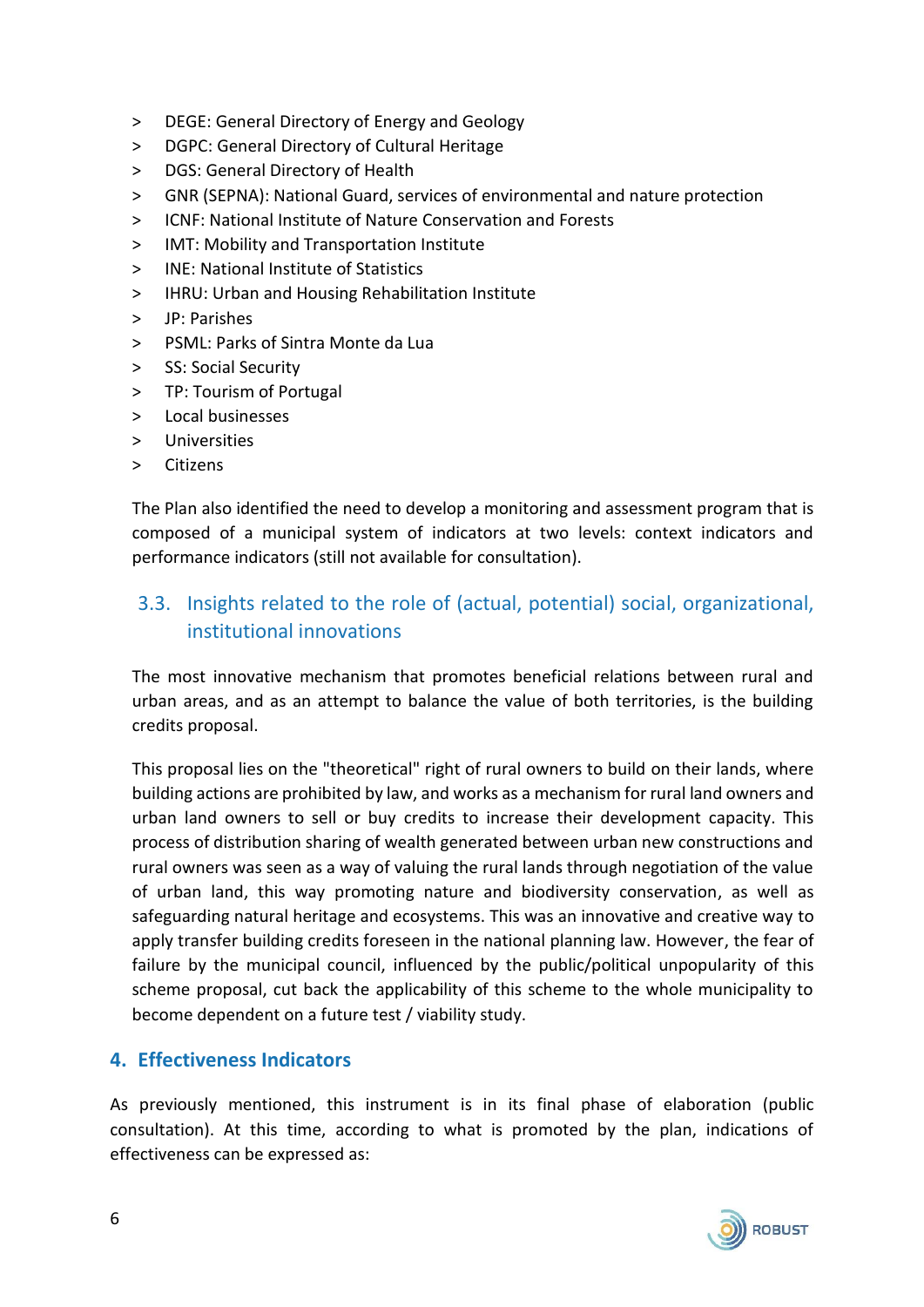- DEGE: General Directory of Energy and Geology
- DGPC: General Directory of Cultural Heritage
- DGS: General Directory of Health
- GNR (SEPNA): National Guard, services of environmental and nature protection
- ICNF: National Institute of Nature Conservation and Forests
- IMT: Mobility and Transportation Institute
- INE: National Institute of Statistics
- IHRU: Urban and Housing Rehabilitation Institute
- JP: Parishes
- PSML: Parks of Sintra Monte da Lua
- SS: Social Security
- TP: Tourism of Portugal
- Local businesses
- Universities
- Citizens

The Plan also identified the need to develop a monitoring and assessment program that is composed of a municipal system of indicators at two levels: context indicators and performance indicators (still not available for consultation).

### 3.3. Insights related to the role of (actual, potential) social, organizational, institutional innovations

The most innovative mechanism that promotes beneficial relations between rural and urban areas, and as an attempt to balance the value of both territories, is the building credits proposal.

This proposal lies on the "theoretical" right of rural owners to build on their lands, where building actions are prohibited by law, and works as a mechanism for rural land owners and urban land owners to sell or buy credits to increase their development capacity. This process of distribution sharing of wealth generated between urban new constructions and rural owners was seen as a way of valuing the rural lands through negotiation of the value of urban land, this way promoting nature and biodiversity conservation, as well as safeguarding natural heritage and ecosystems. This was an innovative and creative way to apply transfer building credits foreseen in the national planning law. However, the fear of failure by the municipal council, influenced by the public/political unpopularity of this scheme proposal, cut back the applicability of this scheme to the whole municipality to become dependent on a future test / viability study.

## 4. Effectiveness Indicators

As previously mentioned, this instrument is in its final phase of elaboration (public consultation). At this time, according to what is promoted by the plan, indications of effectiveness can be expressed as: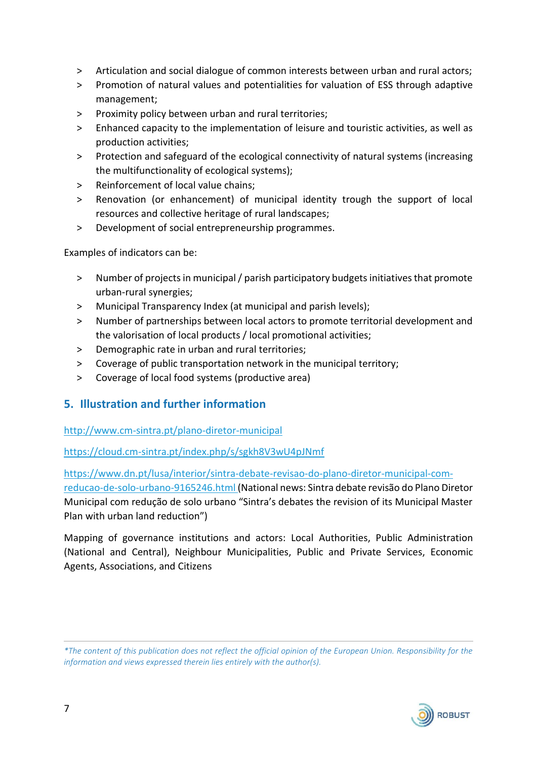- Articulation and social dialogue of common interests between urban and rural actors;
- Promotion of natural values and potentialities for valuation of ESS through adaptive management;
- Proximity policy between urban and rural territories;
- Enhanced capacity to the implementation of leisure and touristic activities, as well as production activities;
- Protection and safeguard of the ecological connectivity of natural systems (increasing the multifunctionality of ecological systems);
- Reinforcement of local value chains;
- Renovation (or enhancement) of municipal identity trough the support of local resources and collective heritage of rural landscapes;
- Development of social entrepreneurship programmes.

Examples of indicators can be:

- Number of projects in municipal / parish participatory budgets initiatives that promote urban-rural synergies;
- Municipal Transparency Index (at municipal and parish levels);
- Number of partnerships between local actors to promote territorial development and the valorisation of local products / local promotional activities;
- Demographic rate in urban and rural territories;
- Coverage of public transportation network in the municipal territory;
- Coverage of local food systems (productive area)

## 5. Illustration and further information

http://www.cm-sintra.pt/plano-diretor-municipal

https://cloud.cm-sintra.pt/index.php/s/sgkh8V3wU4pJNmf

https://www.dn.pt/lusa/interior/sintra-debate-revisao-do-plano-diretor-municipal-com-reducao-de-solo-urbano-9165246.html (National news: Sintra debate revisão do Plano Diretor Municipal com redução de solo urbano "Sintra's debates the revision of its Municipal Master Plan with urban land reduction")

Mapping of governance institutions and actors: Local Authorities, Public Administration (National and Central), Neighbour Municipalities, Public and Private Services, Economic Agents, Associations, and Citizens

*\*The content of this publication does not reflect the official opinion of the European Union. Responsibility for the information and views expressed therein lies entirely with the author(s).*